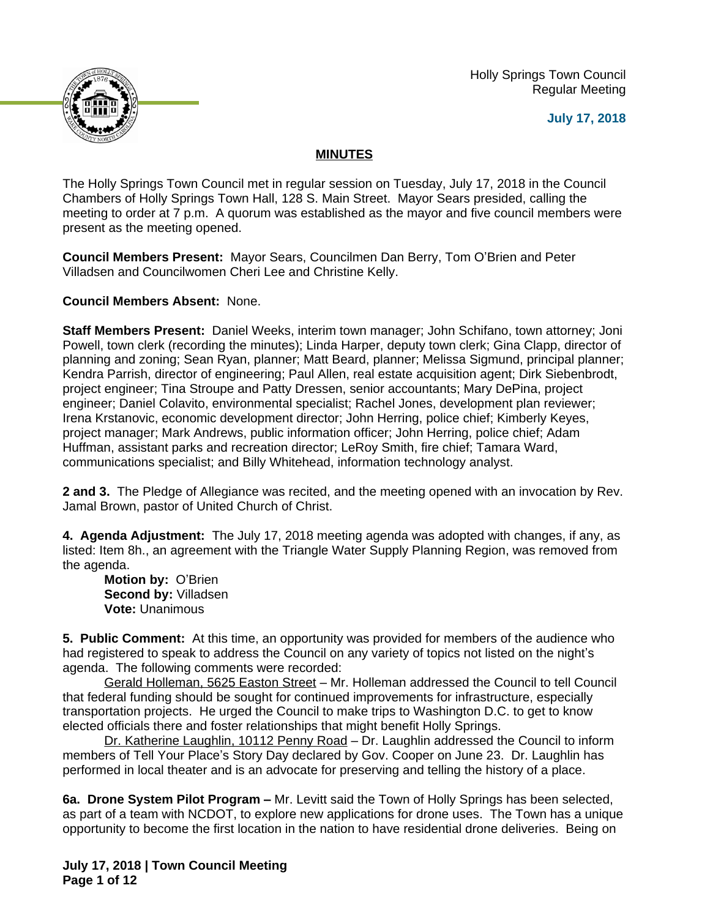Holly Springs Town Council
Regular Meeting

**July 17, 2018**

## MINUTES

The Holly Springs Town Council met in regular session on Tuesday, July 17, 2018 in the Council Chambers of Holly Springs Town Hall, 128 S. Main Street. Mayor Sears presided, calling the meeting to order at 7 p.m. A quorum was established as the mayor and five council members were present as the meeting opened.

**Council Members Present:** Mayor Sears, Councilmen Dan Berry, Tom O'Brien and Peter Villadsen and Councilwomen Cheri Lee and Christine Kelly.

**Council Members Absent:** None.

**Staff Members Present:** Daniel Weeks, interim town manager; John Schifano, town attorney; Joni Powell, town clerk (recording the minutes); Linda Harper, deputy town clerk; Gina Clapp, director of planning and zoning; Sean Ryan, planner; Matt Beard, planner; Melissa Sigmund, principal planner; Kendra Parrish, director of engineering; Paul Allen, real estate acquisition agent; Dirk Siebenbrodt, project engineer; Tina Stroupe and Patty Dressen, senior accountants; Mary DePina, project engineer; Daniel Colavito, environmental specialist; Rachel Jones, development plan reviewer; Irena Krstanovic, economic development director; John Herring, police chief; Kimberly Keyes, project manager; Mark Andrews, public information officer; John Herring, police chief; Adam Huffman, assistant parks and recreation director; LeRoy Smith, fire chief; Tamara Ward, communications specialist; and Billy Whitehead, information technology analyst.

**2 and 3.** The Pledge of Allegiance was recited, and the meeting opened with an invocation by Rev. Jamal Brown, pastor of United Church of Christ.

**4. Agenda Adjustment:** The July 17, 2018 meeting agenda was adopted with changes, if any, as listed: Item 8h., an agreement with the Triangle Water Supply Planning Region, was removed from the agenda.

**Motion by:** O'Brien
**Second by:** Villadsen
**Vote:** Unanimous

**5. Public Comment:** At this time, an opportunity was provided for members of the audience who had registered to speak to address the Council on any variety of topics not listed on the night's agenda. The following comments were recorded:

Gerald Holleman, 5625 Easton Street – Mr. Holleman addressed the Council to tell Council that federal funding should be sought for continued improvements for infrastructure, especially transportation projects. He urged the Council to make trips to Washington D.C. to get to know elected officials there and foster relationships that might benefit Holly Springs.

Dr. Katherine Laughlin, 10112 Penny Road – Dr. Laughlin addressed the Council to inform members of Tell Your Place's Story Day declared by Gov. Cooper on June 23. Dr. Laughlin has performed in local theater and is an advocate for preserving and telling the history of a place.

**6a. Drone System Pilot Program –** Mr. Levitt said the Town of Holly Springs has been selected, as part of a team with NCDOT, to explore new applications for drone uses. The Town has a unique opportunity to become the first location in the nation to have residential drone deliveries. Being on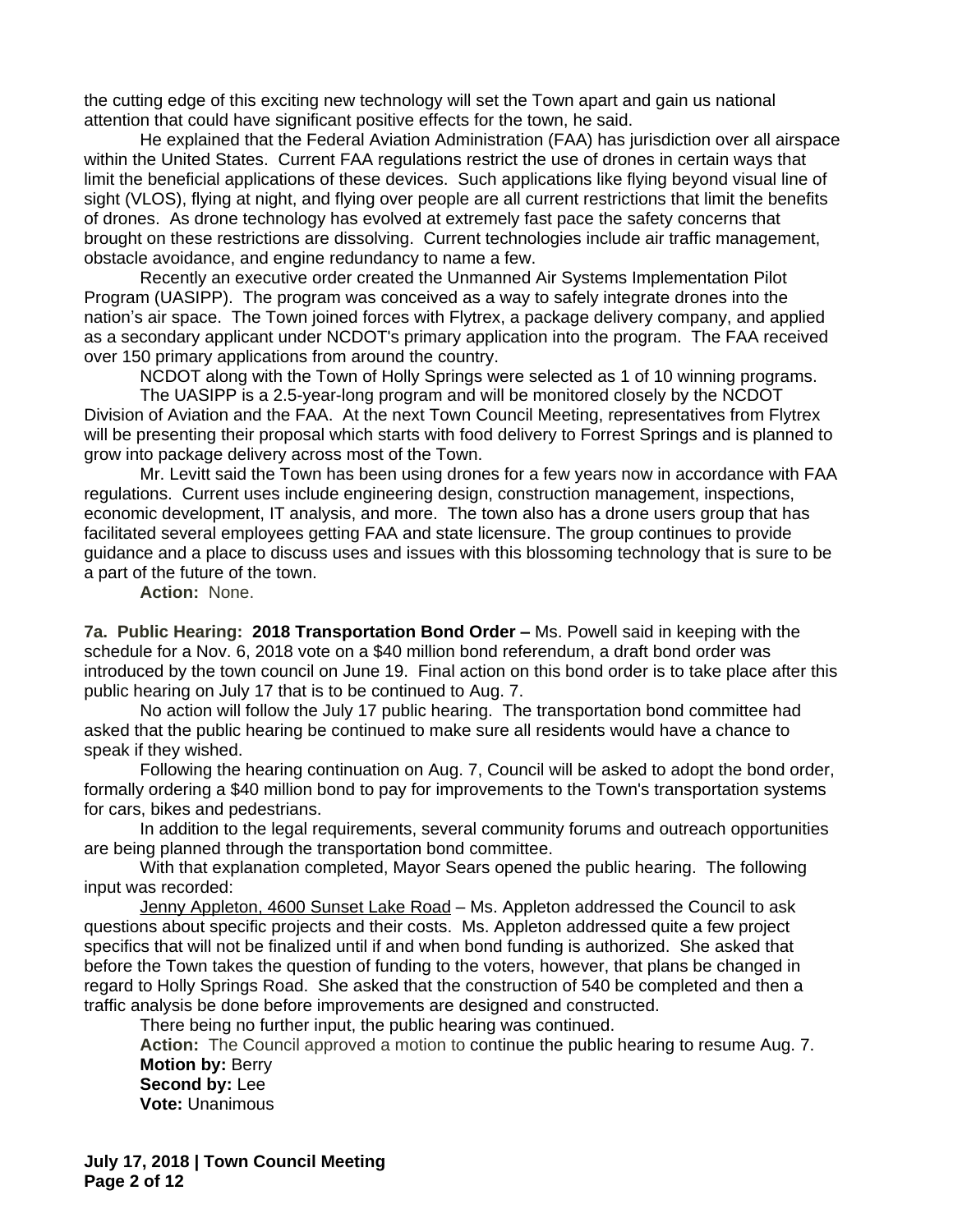the cutting edge of this exciting new technology will set the Town apart and gain us national attention that could have significant positive effects for the town, he said.

He explained that the Federal Aviation Administration (FAA) has jurisdiction over all airspace within the United States. Current FAA regulations restrict the use of drones in certain ways that limit the beneficial applications of these devices. Such applications like flying beyond visual line of sight (VLOS), flying at night, and flying over people are all current restrictions that limit the benefits of drones. As drone technology has evolved at extremely fast pace the safety concerns that brought on these restrictions are dissolving. Current technologies include air traffic management, obstacle avoidance, and engine redundancy to name a few.

Recently an executive order created the Unmanned Air Systems Implementation Pilot Program (UASIPP). The program was conceived as a way to safely integrate drones into the nation's air space. The Town joined forces with Flytrex, a package delivery company, and applied as a secondary applicant under NCDOT's primary application into the program. The FAA received over 150 primary applications from around the country.

NCDOT along with the Town of Holly Springs were selected as 1 of 10 winning programs.

The UASIPP is a 2.5-year-long program and will be monitored closely by the NCDOT Division of Aviation and the FAA. At the next Town Council Meeting, representatives from Flytrex will be presenting their proposal which starts with food delivery to Forrest Springs and is planned to grow into package delivery across most of the Town.

Mr. Levitt said the Town has been using drones for a few years now in accordance with FAA regulations. Current uses include engineering design, construction management, inspections, economic development, IT analysis, and more. The town also has a drone users group that has facilitated several employees getting FAA and state licensure. The group continues to provide guidance and a place to discuss uses and issues with this blossoming technology that is sure to be a part of the future of the town.

**Action:** None.

**7a. Public Hearing: 2018 Transportation Bond Order –** Ms. Powell said in keeping with the schedule for a Nov. 6, 2018 vote on a $40 million bond referendum, a draft bond order was introduced by the town council on June 19. Final action on this bond order is to take place after this public hearing on July 17 that is to be continued to Aug. 7.

No action will follow the July 17 public hearing. The transportation bond committee had asked that the public hearing be continued to make sure all residents would have a chance to speak if they wished.

Following the hearing continuation on Aug. 7, Council will be asked to adopt the bond order, formally ordering a $40 million bond to pay for improvements to the Town's transportation systems for cars, bikes and pedestrians.

In addition to the legal requirements, several community forums and outreach opportunities are being planned through the transportation bond committee.

With that explanation completed, Mayor Sears opened the public hearing. The following input was recorded:

Jenny Appleton, 4600 Sunset Lake Road – Ms. Appleton addressed the Council to ask questions about specific projects and their costs. Ms. Appleton addressed quite a few project specifics that will not be finalized until if and when bond funding is authorized. She asked that before the Town takes the question of funding to the voters, however, that plans be changed in regard to Holly Springs Road. She asked that the construction of 540 be completed and then a traffic analysis be done before improvements are designed and constructed.

There being no further input, the public hearing was continued.

**Action:** The Council approved a motion to continue the public hearing to resume Aug. 7.
**Motion by:** Berry
**Second by:** Lee
**Vote:** Unanimous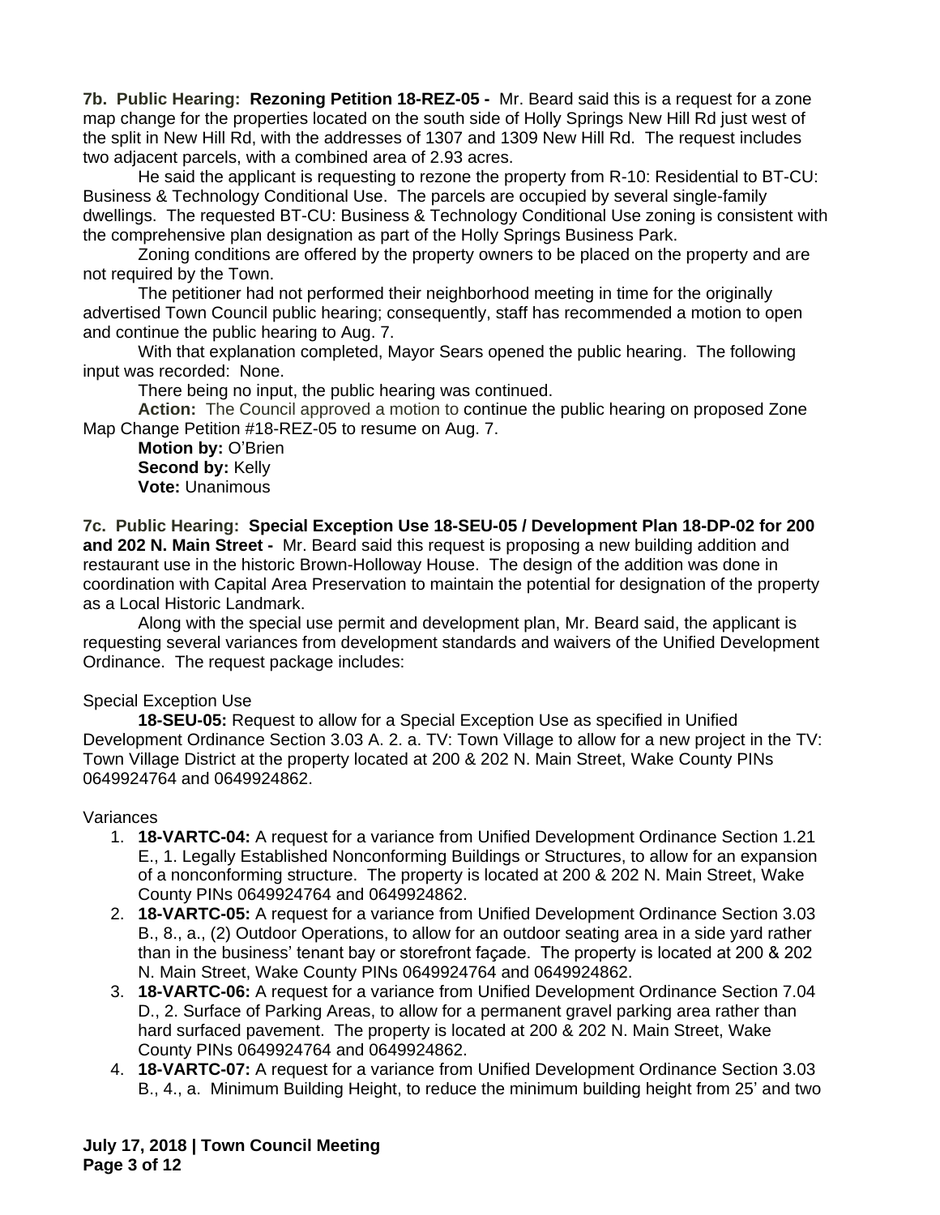**7b. Public Hearing: Rezoning Petition 18-REZ-05 -** Mr. Beard said this is a request for a zone map change for the properties located on the south side of Holly Springs New Hill Rd just west of the split in New Hill Rd, with the addresses of 1307 and 1309 New Hill Rd. The request includes two adjacent parcels, with a combined area of 2.93 acres.

He said the applicant is requesting to rezone the property from R-10: Residential to BT-CU: Business & Technology Conditional Use. The parcels are occupied by several single-family dwellings. The requested BT-CU: Business & Technology Conditional Use zoning is consistent with the comprehensive plan designation as part of the Holly Springs Business Park.

Zoning conditions are offered by the property owners to be placed on the property and are not required by the Town.

The petitioner had not performed their neighborhood meeting in time for the originally advertised Town Council public hearing; consequently, staff has recommended a motion to open and continue the public hearing to Aug. 7.

With that explanation completed, Mayor Sears opened the public hearing. The following input was recorded: None.

There being no input, the public hearing was continued.

**Action:** The Council approved a motion to continue the public hearing on proposed Zone Map Change Petition #18-REZ-05 to resume on Aug. 7.

**Motion by:** O'Brien
**Second by:** Kelly
**Vote:** Unanimous

**7c. Public Hearing: Special Exception Use 18-SEU-05 / Development Plan 18-DP-02 for 200 and 202 N. Main Street -** Mr. Beard said this request is proposing a new building addition and restaurant use in the historic Brown-Holloway House. The design of the addition was done in coordination with Capital Area Preservation to maintain the potential for designation of the property as a Local Historic Landmark.

Along with the special use permit and development plan, Mr. Beard said, the applicant is requesting several variances from development standards and waivers of the Unified Development Ordinance. The request package includes:

Special Exception Use

**18-SEU-05:** Request to allow for a Special Exception Use as specified in Unified Development Ordinance Section 3.03 A. 2. a. TV: Town Village to allow for a new project in the TV: Town Village District at the property located at 200 & 202 N. Main Street, Wake County PINs 0649924764 and 0649924862.

Variances

1. **18-VARTC-04:** A request for a variance from Unified Development Ordinance Section 1.21 E., 1. Legally Established Nonconforming Buildings or Structures, to allow for an expansion of a nonconforming structure. The property is located at 200 & 202 N. Main Street, Wake County PINs 0649924764 and 0649924862.
2. **18-VARTC-05:** A request for a variance from Unified Development Ordinance Section 3.03 B., 8., a., (2) Outdoor Operations, to allow for an outdoor seating area in a side yard rather than in the business' tenant bay or storefront façade. The property is located at 200 & 202 N. Main Street, Wake County PINs 0649924764 and 0649924862.
3. **18-VARTC-06:** A request for a variance from Unified Development Ordinance Section 7.04 D., 2. Surface of Parking Areas, to allow for a permanent gravel parking area rather than hard surfaced pavement. The property is located at 200 & 202 N. Main Street, Wake County PINs 0649924764 and 0649924862.
4. **18-VARTC-07:** A request for a variance from Unified Development Ordinance Section 3.03 B., 4., a. Minimum Building Height, to reduce the minimum building height from 25' and two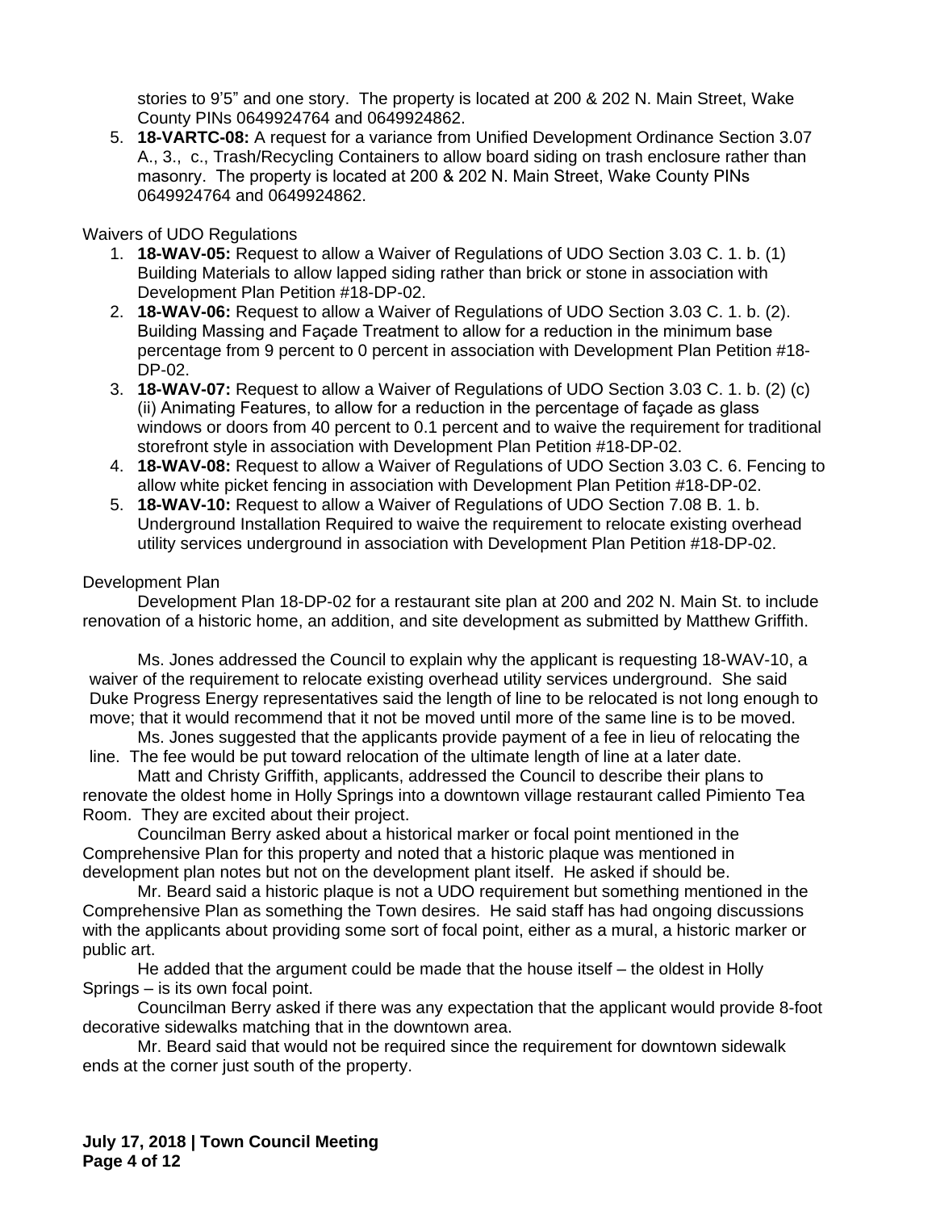stories to 9'5" and one story. The property is located at 200 & 202 N. Main Street, Wake County PINs 0649924764 and 0649924862.

5. **18-VARTC-08:** A request for a variance from Unified Development Ordinance Section 3.07 A., 3., c., Trash/Recycling Containers to allow board siding on trash enclosure rather than masonry. The property is located at 200 & 202 N. Main Street, Wake County PINs 0649924764 and 0649924862.

Waivers of UDO Regulations

1. **18-WAV-05:** Request to allow a Waiver of Regulations of UDO Section 3.03 C. 1. b. (1) Building Materials to allow lapped siding rather than brick or stone in association with Development Plan Petition #18-DP-02.
2. **18-WAV-06:** Request to allow a Waiver of Regulations of UDO Section 3.03 C. 1. b. (2). Building Massing and Façade Treatment to allow for a reduction in the minimum base percentage from 9 percent to 0 percent in association with Development Plan Petition #18-DP-02.
3. **18-WAV-07:** Request to allow a Waiver of Regulations of UDO Section 3.03 C. 1. b. (2) (c) (ii) Animating Features, to allow for a reduction in the percentage of façade as glass windows or doors from 40 percent to 0.1 percent and to waive the requirement for traditional storefront style in association with Development Plan Petition #18-DP-02.
4. **18-WAV-08:** Request to allow a Waiver of Regulations of UDO Section 3.03 C. 6. Fencing to allow white picket fencing in association with Development Plan Petition #18-DP-02.
5. **18-WAV-10:** Request to allow a Waiver of Regulations of UDO Section 7.08 B. 1. b. Underground Installation Required to waive the requirement to relocate existing overhead utility services underground in association with Development Plan Petition #18-DP-02.

Development Plan

Development Plan 18-DP-02 for a restaurant site plan at 200 and 202 N. Main St. to include renovation of a historic home, an addition, and site development as submitted by Matthew Griffith.

Ms. Jones addressed the Council to explain why the applicant is requesting 18-WAV-10, a waiver of the requirement to relocate existing overhead utility services underground. She said Duke Progress Energy representatives said the length of line to be relocated is not long enough to move; that it would recommend that it not be moved until more of the same line is to be moved.

Ms. Jones suggested that the applicants provide payment of a fee in lieu of relocating the line. The fee would be put toward relocation of the ultimate length of line at a later date.

Matt and Christy Griffith, applicants, addressed the Council to describe their plans to renovate the oldest home in Holly Springs into a downtown village restaurant called Pimiento Tea Room. They are excited about their project.

Councilman Berry asked about a historical marker or focal point mentioned in the Comprehensive Plan for this property and noted that a historic plaque was mentioned in development plan notes but not on the development plant itself. He asked if should be.

Mr. Beard said a historic plaque is not a UDO requirement but something mentioned in the Comprehensive Plan as something the Town desires. He said staff has had ongoing discussions with the applicants about providing some sort of focal point, either as a mural, a historic marker or public art.

He added that the argument could be made that the house itself – the oldest in Holly Springs – is its own focal point.

Councilman Berry asked if there was any expectation that the applicant would provide 8-foot decorative sidewalks matching that in the downtown area.

Mr. Beard said that would not be required since the requirement for downtown sidewalk ends at the corner just south of the property.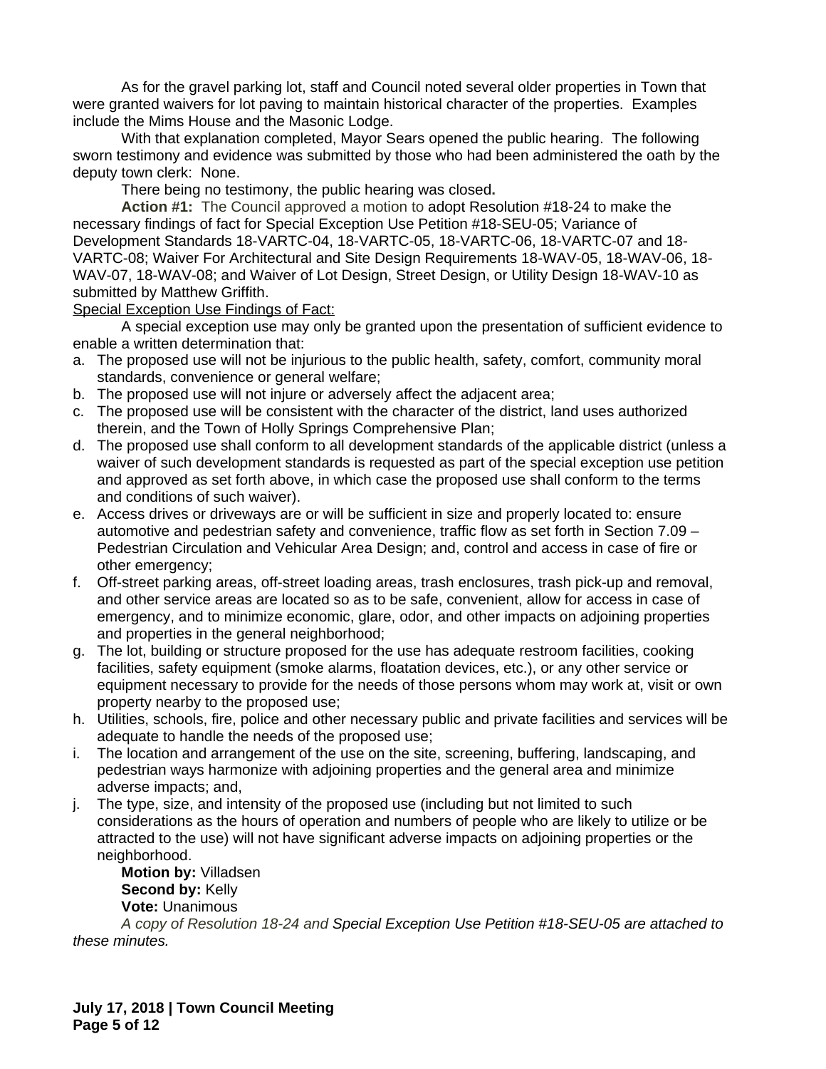As for the gravel parking lot, staff and Council noted several older properties in Town that were granted waivers for lot paving to maintain historical character of the properties. Examples include the Mims House and the Masonic Lodge.

With that explanation completed, Mayor Sears opened the public hearing. The following sworn testimony and evidence was submitted by those who had been administered the oath by the deputy town clerk: None.

There being no testimony, the public hearing was closed**.**

**Action #1:** The Council approved a motion to adopt Resolution #18-24 to make the necessary findings of fact for Special Exception Use Petition #18-SEU-05; Variance of Development Standards 18-VARTC-04, 18-VARTC-05, 18-VARTC-06, 18-VARTC-07 and 18-VARTC-08; Waiver For Architectural and Site Design Requirements 18-WAV-05, 18-WAV-06, 18-WAV-07, 18-WAV-08; and Waiver of Lot Design, Street Design, or Utility Design 18-WAV-10 as submitted by Matthew Griffith.

<u>Special Exception Use Findings of Fact:</u>

A special exception use may only be granted upon the presentation of sufficient evidence to enable a written determination that:

a. The proposed use will not be injurious to the public health, safety, comfort, community moral standards, convenience or general welfare;
b. The proposed use will not injure or adversely affect the adjacent area;
c. The proposed use will be consistent with the character of the district, land uses authorized therein, and the Town of Holly Springs Comprehensive Plan;
d. The proposed use shall conform to all development standards of the applicable district (unless a waiver of such development standards is requested as part of the special exception use petition and approved as set forth above, in which case the proposed use shall conform to the terms and conditions of such waiver).
e. Access drives or driveways are or will be sufficient in size and properly located to: ensure automotive and pedestrian safety and convenience, traffic flow as set forth in Section 7.09 – Pedestrian Circulation and Vehicular Area Design; and, control and access in case of fire or other emergency;
f. Off-street parking areas, off-street loading areas, trash enclosures, trash pick-up and removal, and other service areas are located so as to be safe, convenient, allow for access in case of emergency, and to minimize economic, glare, odor, and other impacts on adjoining properties and properties in the general neighborhood;
g. The lot, building or structure proposed for the use has adequate restroom facilities, cooking facilities, safety equipment (smoke alarms, floatation devices, etc.), or any other service or equipment necessary to provide for the needs of those persons whom may work at, visit or own property nearby to the proposed use;
h. Utilities, schools, fire, police and other necessary public and private facilities and services will be adequate to handle the needs of the proposed use;
i. The location and arrangement of the use on the site, screening, buffering, landscaping, and pedestrian ways harmonize with adjoining properties and the general area and minimize adverse impacts; and,
j. The type, size, and intensity of the proposed use (including but not limited to such considerations as the hours of operation and numbers of people who are likely to utilize or be attracted to the use) will not have significant adverse impacts on adjoining properties or the neighborhood.

**Motion by:** Villadsen
**Second by:** Kelly
**Vote:** Unanimous

*A copy of Resolution 18-24 and Special Exception Use Petition #18-SEU-05 are attached to these minutes.*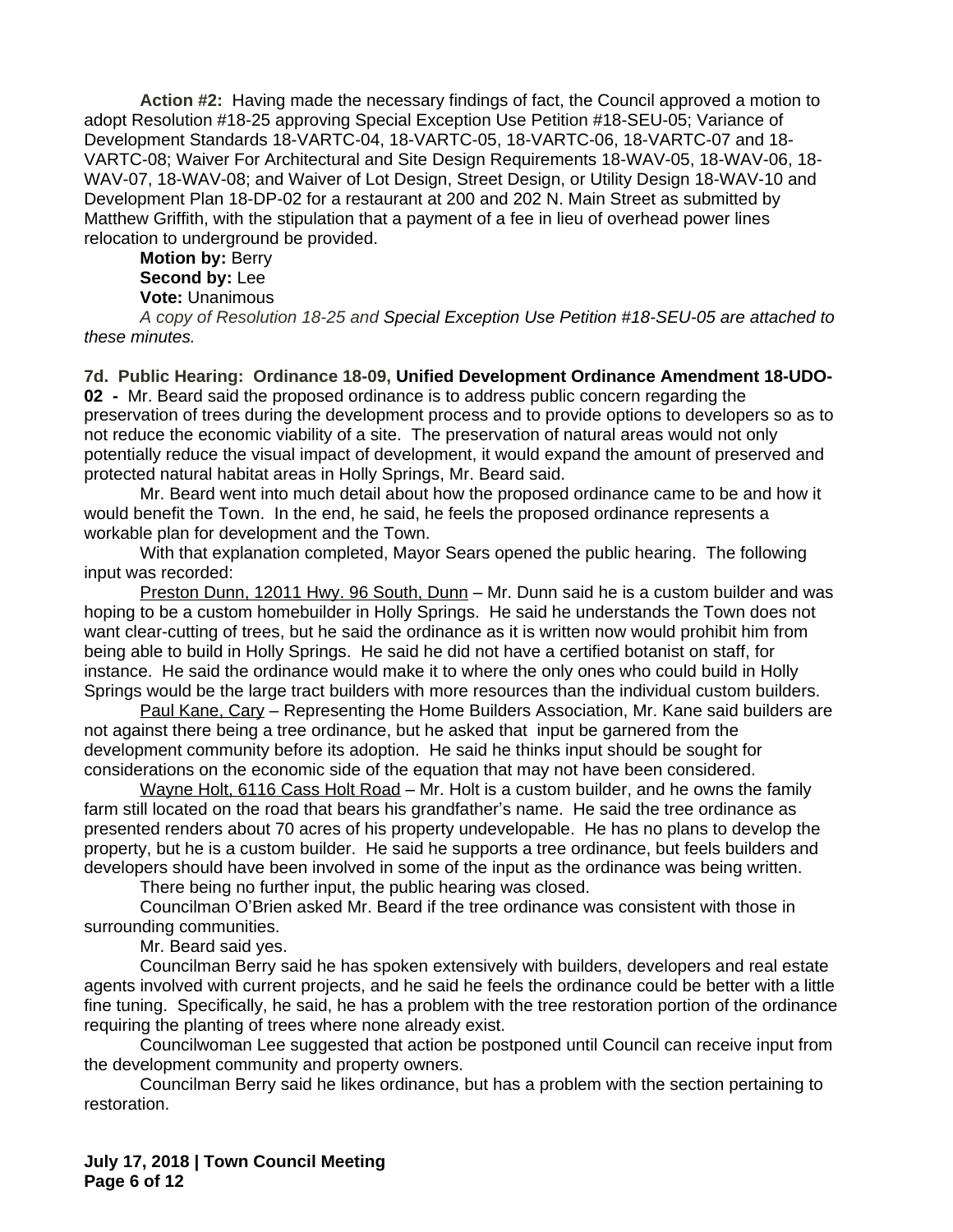**Action #2:** Having made the necessary findings of fact, the Council approved a motion to adopt Resolution #18-25 approving Special Exception Use Petition #18-SEU-05; Variance of Development Standards 18-VARTC-04, 18-VARTC-05, 18-VARTC-06, 18-VARTC-07 and 18-VARTC-08; Waiver For Architectural and Site Design Requirements 18-WAV-05, 18-WAV-06, 18-WAV-07, 18-WAV-08; and Waiver of Lot Design, Street Design, or Utility Design 18-WAV-10 and Development Plan 18-DP-02 for a restaurant at 200 and 202 N. Main Street as submitted by Matthew Griffith, with the stipulation that a payment of a fee in lieu of overhead power lines relocation to underground be provided.

**Motion by:** Berry
**Second by:** Lee
**Vote:** Unanimous

*A copy of Resolution 18-25 and Special Exception Use Petition #18-SEU-05 are attached to these minutes.*

**7d. Public Hearing: Ordinance 18-09, Unified Development Ordinance Amendment 18-UDO-02 -** Mr. Beard said the proposed ordinance is to address public concern regarding the preservation of trees during the development process and to provide options to developers so as to not reduce the economic viability of a site. The preservation of natural areas would not only potentially reduce the visual impact of development, it would expand the amount of preserved and protected natural habitat areas in Holly Springs, Mr. Beard said.

Mr. Beard went into much detail about how the proposed ordinance came to be and how it would benefit the Town. In the end, he said, he feels the proposed ordinance represents a workable plan for development and the Town.

With that explanation completed, Mayor Sears opened the public hearing. The following input was recorded:

Preston Dunn, 12011 Hwy. 96 South, Dunn – Mr. Dunn said he is a custom builder and was hoping to be a custom homebuilder in Holly Springs. He said he understands the Town does not want clear-cutting of trees, but he said the ordinance as it is written now would prohibit him from being able to build in Holly Springs. He said he did not have a certified botanist on staff, for instance. He said the ordinance would make it to where the only ones who could build in Holly Springs would be the large tract builders with more resources than the individual custom builders.

Paul Kane, Cary – Representing the Home Builders Association, Mr. Kane said builders are not against there being a tree ordinance, but he asked that input be garnered from the development community before its adoption. He said he thinks input should be sought for considerations on the economic side of the equation that may not have been considered.

Wayne Holt, 6116 Cass Holt Road – Mr. Holt is a custom builder, and he owns the family farm still located on the road that bears his grandfather's name. He said the tree ordinance as presented renders about 70 acres of his property undevelopable. He has no plans to develop the property, but he is a custom builder. He said he supports a tree ordinance, but feels builders and developers should have been involved in some of the input as the ordinance was being written.

There being no further input, the public hearing was closed.

Councilman O'Brien asked Mr. Beard if the tree ordinance was consistent with those in surrounding communities.

Mr. Beard said yes.

Councilman Berry said he has spoken extensively with builders, developers and real estate agents involved with current projects, and he said he feels the ordinance could be better with a little fine tuning. Specifically, he said, he has a problem with the tree restoration portion of the ordinance requiring the planting of trees where none already exist.

Councilwoman Lee suggested that action be postponed until Council can receive input from the development community and property owners.

Councilman Berry said he likes ordinance, but has a problem with the section pertaining to restoration.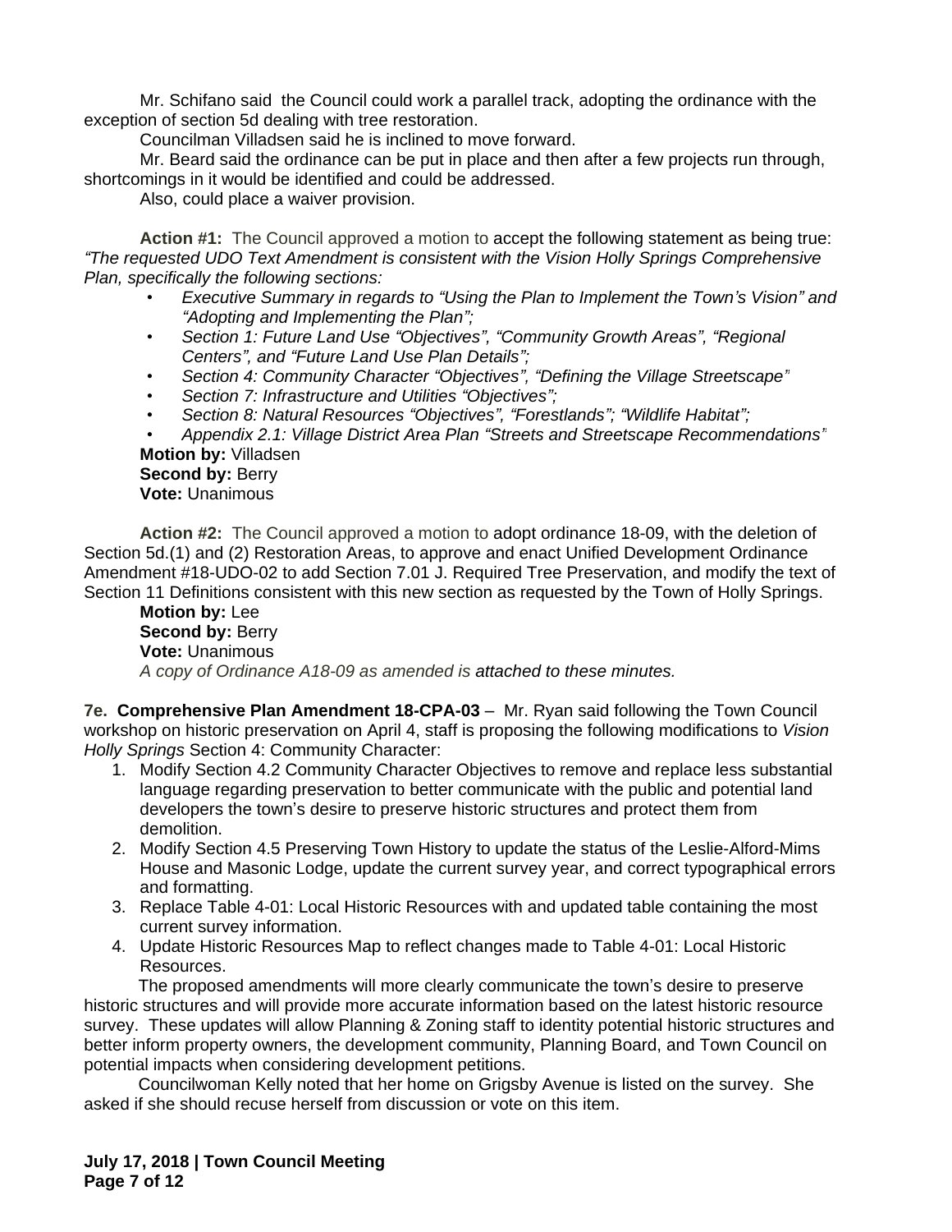Mr. Schifano said the Council could work a parallel track, adopting the ordinance with the exception of section 5d dealing with tree restoration.

Councilman Villadsen said he is inclined to move forward.

Mr. Beard said the ordinance can be put in place and then after a few projects run through, shortcomings in it would be identified and could be addressed.

Also, could place a waiver provision.

**Action #1:** The Council approved a motion to accept the following statement as being true: *"The requested UDO Text Amendment is consistent with the Vision Holly Springs Comprehensive Plan, specifically the following sections:*

- *Executive Summary in regards to "Using the Plan to Implement the Town's Vision" and "Adopting and Implementing the Plan";*
- *Section 1: Future Land Use "Objectives", "Community Growth Areas", "Regional Centers", and "Future Land Use Plan Details";*
- *Section 4: Community Character "Objectives", "Defining the Village Streetscape"*
- *Section 7: Infrastructure and Utilities "Objectives";*
- *Section 8: Natural Resources "Objectives", "Forestlands"; "Wildlife Habitat";*
- *Appendix 2.1: Village District Area Plan "Streets and Streetscape Recommendations"*

**Motion by:** Villadsen
**Second by:** Berry
**Vote:** Unanimous

**Action #2:** The Council approved a motion to adopt ordinance 18-09, with the deletion of Section 5d.(1) and (2) Restoration Areas, to approve and enact Unified Development Ordinance Amendment #18-UDO-02 to add Section 7.01 J. Required Tree Preservation, and modify the text of Section 11 Definitions consistent with this new section as requested by the Town of Holly Springs.

**Motion by:** Lee
**Second by:** Berry
**Vote:** Unanimous
*A copy of Ordinance A18-09 as amended is attached to these minutes.*

**7e. Comprehensive Plan Amendment 18-CPA-03** – Mr. Ryan said following the Town Council workshop on historic preservation on April 4, staff is proposing the following modifications to *Vision Holly Springs* Section 4: Community Character:

1. Modify Section 4.2 Community Character Objectives to remove and replace less substantial language regarding preservation to better communicate with the public and potential land developers the town's desire to preserve historic structures and protect them from demolition.
2. Modify Section 4.5 Preserving Town History to update the status of the Leslie-Alford-Mims House and Masonic Lodge, update the current survey year, and correct typographical errors and formatting.
3. Replace Table 4-01: Local Historic Resources with and updated table containing the most current survey information.
4. Update Historic Resources Map to reflect changes made to Table 4-01: Local Historic Resources.

The proposed amendments will more clearly communicate the town's desire to preserve historic structures and will provide more accurate information based on the latest historic resource survey. These updates will allow Planning & Zoning staff to identity potential historic structures and better inform property owners, the development community, Planning Board, and Town Council on potential impacts when considering development petitions.

Councilwoman Kelly noted that her home on Grigsby Avenue is listed on the survey. She asked if she should recuse herself from discussion or vote on this item.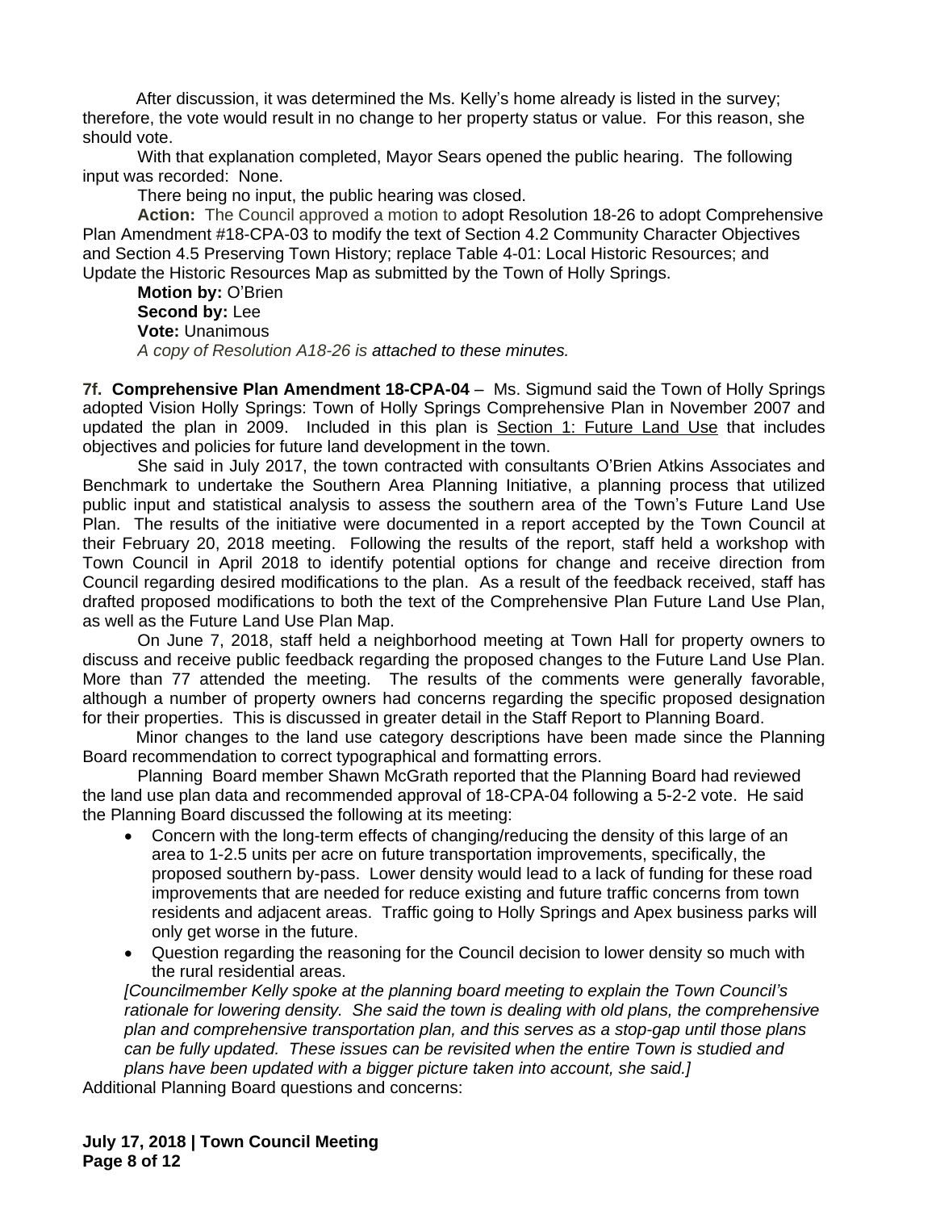After discussion, it was determined the Ms. Kelly's home already is listed in the survey; therefore, the vote would result in no change to her property status or value. For this reason, she should vote.

With that explanation completed, Mayor Sears opened the public hearing. The following input was recorded: None.

There being no input, the public hearing was closed.

**Action:** The Council approved a motion to adopt Resolution 18-26 to adopt Comprehensive Plan Amendment #18-CPA-03 to modify the text of Section 4.2 Community Character Objectives and Section 4.5 Preserving Town History; replace Table 4-01: Local Historic Resources; and Update the Historic Resources Map as submitted by the Town of Holly Springs.

**Motion by:** O'Brien
**Second by:** Lee
**Vote:** Unanimous
*A copy of Resolution A18-26 is attached to these minutes.*

**7f. Comprehensive Plan Amendment 18-CPA-04** – Ms. Sigmund said the Town of Holly Springs adopted Vision Holly Springs: Town of Holly Springs Comprehensive Plan in November 2007 and updated the plan in 2009. Included in this plan is Section 1: Future Land Use that includes objectives and policies for future land development in the town.

She said in July 2017, the town contracted with consultants O'Brien Atkins Associates and Benchmark to undertake the Southern Area Planning Initiative, a planning process that utilized public input and statistical analysis to assess the southern area of the Town's Future Land Use Plan. The results of the initiative were documented in a report accepted by the Town Council at their February 20, 2018 meeting. Following the results of the report, staff held a workshop with Town Council in April 2018 to identify potential options for change and receive direction from Council regarding desired modifications to the plan. As a result of the feedback received, staff has drafted proposed modifications to both the text of the Comprehensive Plan Future Land Use Plan, as well as the Future Land Use Plan Map.

On June 7, 2018, staff held a neighborhood meeting at Town Hall for property owners to discuss and receive public feedback regarding the proposed changes to the Future Land Use Plan. More than 77 attended the meeting. The results of the comments were generally favorable, although a number of property owners had concerns regarding the specific proposed designation for their properties. This is discussed in greater detail in the Staff Report to Planning Board.

Minor changes to the land use category descriptions have been made since the Planning Board recommendation to correct typographical and formatting errors.

Planning Board member Shawn McGrath reported that the Planning Board had reviewed the land use plan data and recommended approval of 18-CPA-04 following a 5-2-2 vote. He said the Planning Board discussed the following at its meeting:

- Concern with the long-term effects of changing/reducing the density of this large of an area to 1-2.5 units per acre on future transportation improvements, specifically, the proposed southern by-pass. Lower density would lead to a lack of funding for these road improvements that are needed for reduce existing and future traffic concerns from town residents and adjacent areas. Traffic going to Holly Springs and Apex business parks will only get worse in the future.
- Question regarding the reasoning for the Council decision to lower density so much with the rural residential areas.

*[Councilmember Kelly spoke at the planning board meeting to explain the Town Council's rationale for lowering density. She said the town is dealing with old plans, the comprehensive plan and comprehensive transportation plan, and this serves as a stop-gap until those plans can be fully updated. These issues can be revisited when the entire Town is studied and plans have been updated with a bigger picture taken into account, she said.]*

Additional Planning Board questions and concerns: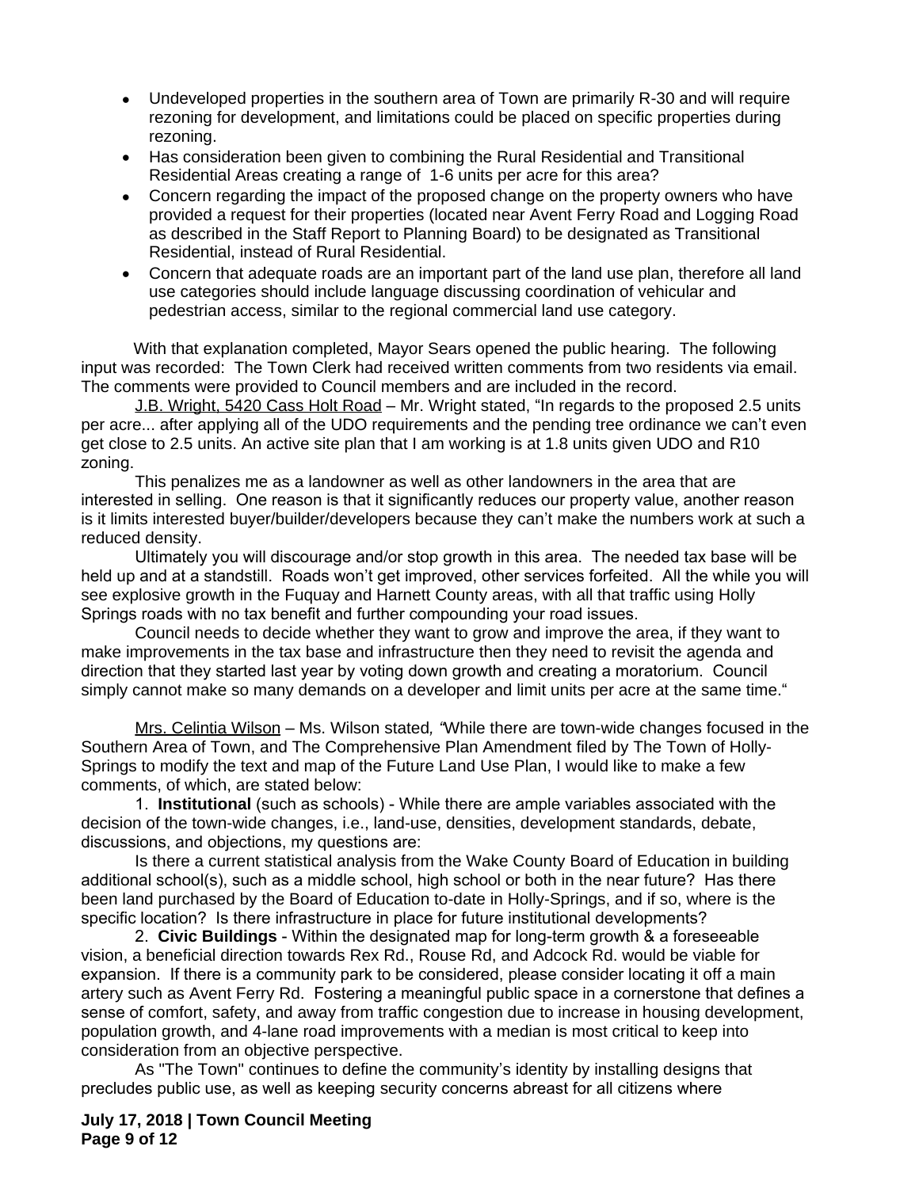- Undeveloped properties in the southern area of Town are primarily R-30 and will require rezoning for development, and limitations could be placed on specific properties during rezoning.
- Has consideration been given to combining the Rural Residential and Transitional Residential Areas creating a range of 1-6 units per acre for this area?
- Concern regarding the impact of the proposed change on the property owners who have provided a request for their properties (located near Avent Ferry Road and Logging Road as described in the Staff Report to Planning Board) to be designated as Transitional Residential, instead of Rural Residential.
- Concern that adequate roads are an important part of the land use plan, therefore all land use categories should include language discussing coordination of vehicular and pedestrian access, similar to the regional commercial land use category.

With that explanation completed, Mayor Sears opened the public hearing. The following input was recorded: The Town Clerk had received written comments from two residents via email. The comments were provided to Council members and are included in the record.

J.B. Wright, 5420 Cass Holt Road – Mr. Wright stated, "In regards to the proposed 2.5 units per acre... after applying all of the UDO requirements and the pending tree ordinance we can't even get close to 2.5 units. An active site plan that I am working is at 1.8 units given UDO and R10 zoning.

This penalizes me as a landowner as well as other landowners in the area that are interested in selling. One reason is that it significantly reduces our property value, another reason is it limits interested buyer/builder/developers because they can't make the numbers work at such a reduced density.

Ultimately you will discourage and/or stop growth in this area. The needed tax base will be held up and at a standstill. Roads won't get improved, other services forfeited. All the while you will see explosive growth in the Fuquay and Harnett County areas, with all that traffic using Holly Springs roads with no tax benefit and further compounding your road issues.

Council needs to decide whether they want to grow and improve the area, if they want to make improvements in the tax base and infrastructure then they need to revisit the agenda and direction that they started last year by voting down growth and creating a moratorium. Council simply cannot make so many demands on a developer and limit units per acre at the same time."

Mrs. Celintia Wilson – Ms. Wilson stated*, "*While there are town-wide changes focused in the Southern Area of Town, and The Comprehensive Plan Amendment filed by The Town of Holly-Springs to modify the text and map of the Future Land Use Plan, I would like to make a few comments, of which, are stated below:

1. **Institutional** (such as schools) - While there are ample variables associated with the decision of the town-wide changes, i.e., land-use, densities, development standards, debate, discussions, and objections, my questions are:

Is there a current statistical analysis from the Wake County Board of Education in building additional school(s), such as a middle school, high school or both in the near future? Has there been land purchased by the Board of Education to-date in Holly-Springs, and if so, where is the specific location? Is there infrastructure in place for future institutional developments?

2. **Civic Buildings** - Within the designated map for long-term growth & a foreseeable vision, a beneficial direction towards Rex Rd., Rouse Rd, and Adcock Rd. would be viable for expansion. If there is a community park to be considered, please consider locating it off a main artery such as Avent Ferry Rd. Fostering a meaningful public space in a cornerstone that defines a sense of comfort, safety, and away from traffic congestion due to increase in housing development, population growth, and 4-lane road improvements with a median is most critical to keep into consideration from an objective perspective.

As "The Town" continues to define the community's identity by installing designs that precludes public use, as well as keeping security concerns abreast for all citizens where

**July 17, 2018 | Town Council Meeting**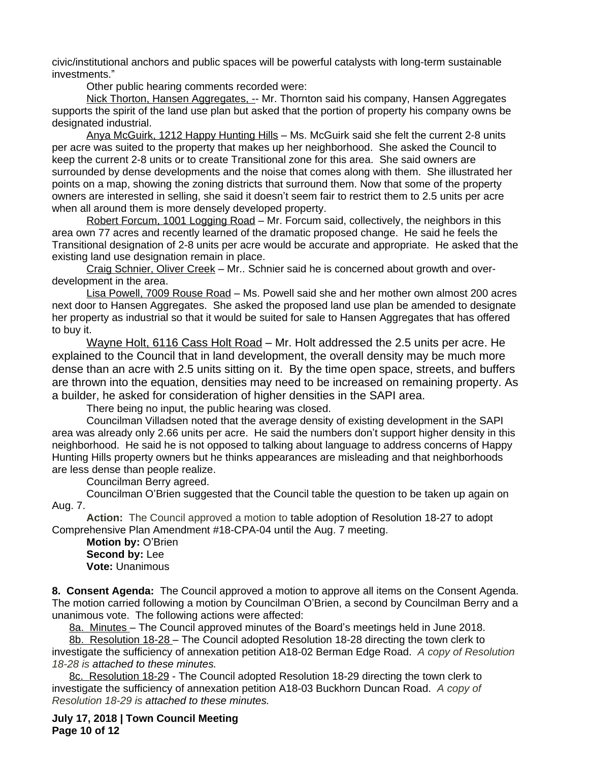civic/institutional anchors and public spaces will be powerful catalysts with long-term sustainable investments."

Other public hearing comments recorded were:

Nick Thorton, Hansen Aggregates, -- Mr. Thornton said his company, Hansen Aggregates supports the spirit of the land use plan but asked that the portion of property his company owns be designated industrial.

Anya McGuirk, 1212 Happy Hunting Hills – Ms. McGuirk said she felt the current 2-8 units per acre was suited to the property that makes up her neighborhood. She asked the Council to keep the current 2-8 units or to create Transitional zone for this area. She said owners are surrounded by dense developments and the noise that comes along with them. She illustrated her points on a map, showing the zoning districts that surround them. Now that some of the property owners are interested in selling, she said it doesn't seem fair to restrict them to 2.5 units per acre when all around them is more densely developed property.

Robert Forcum, 1001 Logging Road – Mr. Forcum said, collectively, the neighbors in this area own 77 acres and recently learned of the dramatic proposed change. He said he feels the Transitional designation of 2-8 units per acre would be accurate and appropriate. He asked that the existing land use designation remain in place.

Craig Schnier, Oliver Creek – Mr.. Schnier said he is concerned about growth and over-development in the area.

Lisa Powell, 7009 Rouse Road – Ms. Powell said she and her mother own almost 200 acres next door to Hansen Aggregates. She asked the proposed land use plan be amended to designate her property as industrial so that it would be suited for sale to Hansen Aggregates that has offered to buy it.

Wayne Holt, 6116 Cass Holt Road – Mr. Holt addressed the 2.5 units per acre. He explained to the Council that in land development, the overall density may be much more dense than an acre with 2.5 units sitting on it. By the time open space, streets, and buffers are thrown into the equation, densities may need to be increased on remaining property. As a builder, he asked for consideration of higher densities in the SAPI area.

There being no input, the public hearing was closed.

Councilman Villadsen noted that the average density of existing development in the SAPI area was already only 2.66 units per acre. He said the numbers don't support higher density in this neighborhood. He said he is not opposed to talking about language to address concerns of Happy Hunting Hills property owners but he thinks appearances are misleading and that neighborhoods are less dense than people realize.

Councilman Berry agreed.

Councilman O'Brien suggested that the Council table the question to be taken up again on Aug. 7.

**Action:** The Council approved a motion to table adoption of Resolution 18-27 to adopt Comprehensive Plan Amendment #18-CPA-04 until the Aug. 7 meeting.

**Motion by:** O'Brien
**Second by:** Lee
**Vote:** Unanimous

**8. Consent Agenda:** The Council approved a motion to approve all items on the Consent Agenda. The motion carried following a motion by Councilman O'Brien, a second by Councilman Berry and a unanimous vote. The following actions were affected:

8a. Minutes – The Council approved minutes of the Board's meetings held in June 2018.

8b. Resolution 18-28 – The Council adopted Resolution 18-28 directing the town clerk to investigate the sufficiency of annexation petition A18-02 Berman Edge Road. *A copy of Resolution 18-28 is attached to these minutes.*

8c. Resolution 18-29 - The Council adopted Resolution 18-29 directing the town clerk to investigate the sufficiency of annexation petition A18-03 Buckhorn Duncan Road. *A copy of Resolution 18-29 is attached to these minutes.*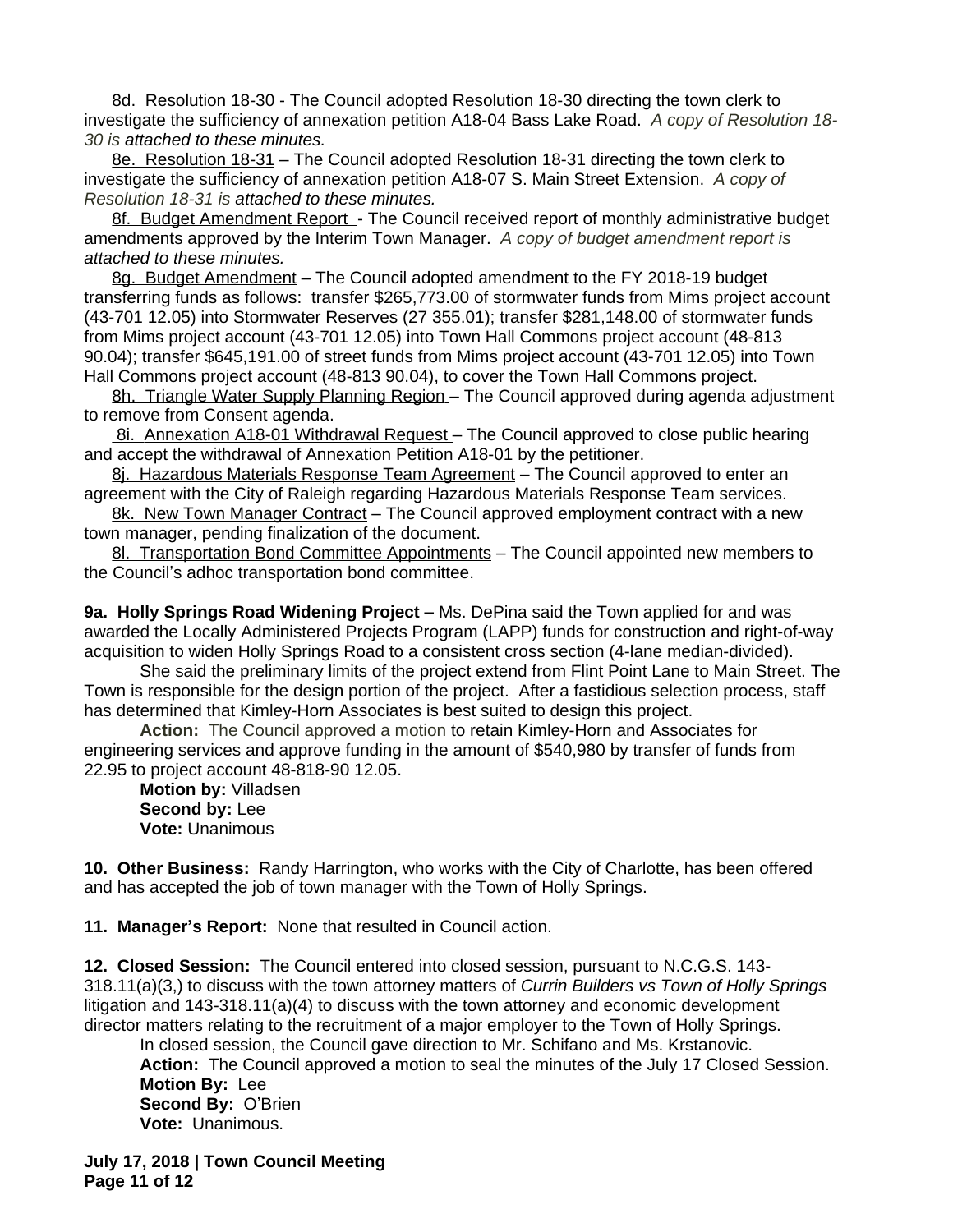8d. Resolution 18-30 - The Council adopted Resolution 18-30 directing the town clerk to investigate the sufficiency of annexation petition A18-04 Bass Lake Road. *A copy of Resolution 18-30 is attached to these minutes.*

8e. Resolution 18-31 – The Council adopted Resolution 18-31 directing the town clerk to investigate the sufficiency of annexation petition A18-07 S. Main Street Extension. *A copy of Resolution 18-31 is attached to these minutes.*

8f. Budget Amendment Report - The Council received report of monthly administrative budget amendments approved by the Interim Town Manager. *A copy of budget amendment report is attached to these minutes.*

8g. Budget Amendment – The Council adopted amendment to the FY 2018-19 budget transferring funds as follows: transfer $265,773.00 of stormwater funds from Mims project account (43-701 12.05) into Stormwater Reserves (27 355.01); transfer $281,148.00 of stormwater funds from Mims project account (43-701 12.05) into Town Hall Commons project account (48-813 90.04); transfer $645,191.00 of street funds from Mims project account (43-701 12.05) into Town Hall Commons project account (48-813 90.04), to cover the Town Hall Commons project.

8h. Triangle Water Supply Planning Region – The Council approved during agenda adjustment to remove from Consent agenda.

8i. Annexation A18-01 Withdrawal Request – The Council approved to close public hearing and accept the withdrawal of Annexation Petition A18-01 by the petitioner.

8j. Hazardous Materials Response Team Agreement – The Council approved to enter an agreement with the City of Raleigh regarding Hazardous Materials Response Team services.

8k. New Town Manager Contract – The Council approved employment contract with a new town manager, pending finalization of the document.

8l. Transportation Bond Committee Appointments – The Council appointed new members to the Council's adhoc transportation bond committee.

**9a. Holly Springs Road Widening Project –** Ms. DePina said the Town applied for and was awarded the Locally Administered Projects Program (LAPP) funds for construction and right-of-way acquisition to widen Holly Springs Road to a consistent cross section (4-lane median-divided).

She said the preliminary limits of the project extend from Flint Point Lane to Main Street. The Town is responsible for the design portion of the project. After a fastidious selection process, staff has determined that Kimley-Horn Associates is best suited to design this project.

**Action:** The Council approved a motion to retain Kimley-Horn and Associates for engineering services and approve funding in the amount of $540,980 by transfer of funds from 22.95 to project account 48-818-90 12.05.

**Motion by:** Villadsen
**Second by:** Lee
**Vote:** Unanimous

**10. Other Business:** Randy Harrington, who works with the City of Charlotte, has been offered and has accepted the job of town manager with the Town of Holly Springs.

**11. Manager's Report:** None that resulted in Council action.

**12. Closed Session:** The Council entered into closed session, pursuant to N.C.G.S. 143-318.11(a)(3,) to discuss with the town attorney matters of *Currin Builders vs Town of Holly Springs* litigation and 143-318.11(a)(4) to discuss with the town attorney and economic development director matters relating to the recruitment of a major employer to the Town of Holly Springs.

In closed session, the Council gave direction to Mr. Schifano and Ms. Krstanovic.

**Action:** The Council approved a motion to seal the minutes of the July 17 Closed Session.
**Motion By:** Lee
**Second By:** O'Brien
**Vote:** Unanimous.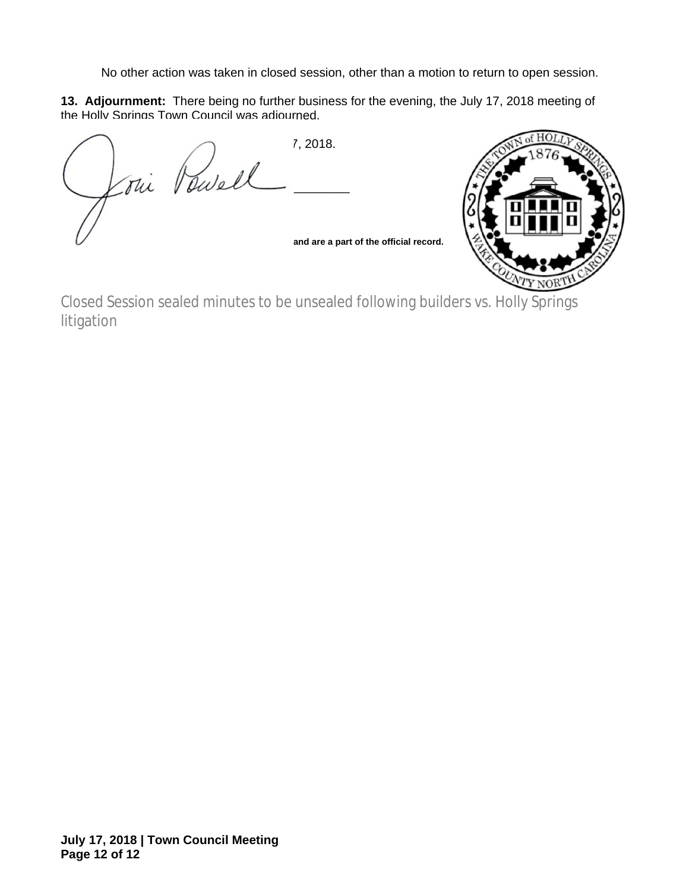No other action was taken in closed session, other than a motion to return to open session.

**13. Adjournment:** There being no further business for the evening, the July 17, 2018 meeting of the Holly Springs Town Council was adjourned.

7, 2018.

_______

**and are a part of the official record.**

Closed Session sealed minutes to be unsealed following builders vs. Holly Springs litigation